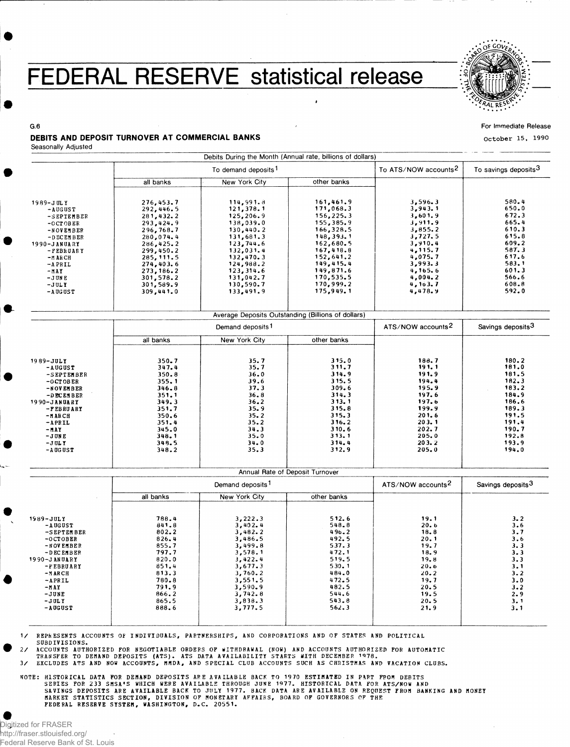# FEDERAL RESERVE statistical release

G.6

For Immediate Release

October 15, 1990

## DEBITS AND DEPOSIT TURNOVER AT COMMERCIAL BANKS

Seasonally Adjusted

| | Debits During the Month (Annual rate, billions of dollars) | | | | |
|---|---|---|---|---|---|
| | To demand deposits[1] | | | To ATS/NOW accounts[2] | To savings deposits[3] |
| | all banks | New York City | other banks | | |
| 1989-JULY | 276,453.7 | 114,991.8 | 161,461.9 | 3,596.3 | 580.4 |
| -AUGUST | 292,446.5 | 121,378.1 | 171,068.3 | 3,943.1 | 650.0 |
| -SEPTEMBER | 281,432.2 | 125,206.9 | 156,225.3 | 3,601.9 | 672.3 |
| -OCTOBER | 293,424.9 | 138,039.0 | 155,385.9 | 3,911.9 | 665.4 |
| -NOVEMBER | 296,768.7 | 130,440.2 | 166,328.5 | 3,855.2 | 610.3 |
| -DECEMBER | 280,074.4 | 131,681.3 | 148,393.1 | 3,727.5 | 615.8 |
| 1990-JANUARY | 286,425.2 | 123,744.6 | 162,680.5 | 3,910.4 | 609.2 |
| -FEBRUARY | 299,450.2 | 132,031.4 | 167,418.8 | 4,115.7 | 587.3 |
| -MARCH | 285,111.5 | 132,470.3 | 152,641.2 | 4,075.7 | 617.6 |
| -APRIL | 274,403.6 | 124,988.2 | 149,415.4 | 3,993.3 | 583.1 |
| -MAY | 273,186.2 | 123,314.6 | 149,871.6 | 4,165.6 | 601.3 |
| -JUNE | 301,578.2 | 131,042.7 | 170,535.5 | 4,004.2 | 566.6 |
| -JULY | 301,589.9 | 130,590.7 | 170,999.2 | 4,163.7 | 608.8 |
| -AUGUST | 309,441.0 | 133,491.9 | 175,949.1 | 4,478.9 | 592.0 |

| | Average Deposits Outstanding (Billions of dollars) | | | | |
|---|---|---|---|---|---|
| | Demand deposits[1] | | | ATS/NOW accounts[2] | Savings deposits[3] |
| | all banks | New York City | other banks | | |
| 1989-JULY | 350.7 | 35.7 | 315.0 | 188.7 | 180.2 |
| -AUGUST | 347.4 | 35.7 | 311.7 | 191.1 | 181.0 |
| -SEPTEMBER | 350.8 | 36.0 | 314.9 | 191.9 | 181.5 |
| -OCTOBER | 355.1 | 39.6 | 315.5 | 194.4 | 182.3 |
| -NOVEMBER | 346.8 | 37.3 | 309.6 | 195.9 | 183.2 |
| -DECEMBER | 351.1 | 36.8 | 314.3 | 197.6 | 184.9 |
| 1990-JANUARY | 349.3 | 36.2 | 313.1 | 197.6 | 186.6 |
| -FEBRUARY | 351.7 | 35.9 | 315.8 | 199.9 | 189.3 |
| -MARCH | 350.6 | 35.2 | 315.3 | 201.6 | 191.5 |
| -APRIL | 351.4 | 35.2 | 316.2 | 203.1 | 191.4 |
| -MAY | 345.0 | 34.3 | 310.6 | 202.7 | 190.7 |
| -JUNE | 348.1 | 35.0 | 313.1 | 205.0 | 192.8 |
| -JULY | 348.5 | 34.0 | 314.4 | 203.2 | 193.9 |
| -AUGUST | 348.2 | 35.3 | 312.9 | 205.0 | 194.0 |

| | Annual Rate of Deposit Turnover | | | | |
|---|---|---|---|---|---|
| | Demand deposits[1] | | | ATS/NOW accounts[2] | Savings deposits[3] |
| | all banks | New York City | other banks | | |
| 1989-JULY | 788.4 | 3,222.3 | 512.6 | 19.1 | 3.2 |
| -AUGUST | 841.8 | 3,402.4 | 548.8 | 20.6 | 3.6 |
| -SEPTEMBER | 802.2 | 3,482.2 | 496.2 | 18.8 | 3.7 |
| -OCTOBER | 826.4 | 3,486.5 | 492.5 | 20.1 | 3.6 |
| -NOVEMBER | 855.7 | 3,499.8 | 537.3 | 19.7 | 3.3 |
| -DECEMBER | 797.7 | 3,578.1 | 472.1 | 18.9 | 3.3 |
| 1990-JANUARY | 820.0 | 3,422.4 | 519.5 | 19.8 | 3.3 |
| -FEBRUARY | 851.4 | 3,677.3 | 530.1 | 20.6 | 3.1 |
| -MARCH | 813.3 | 3,760.2 | 484.0 | 20.2 | 3.2 |
| -APRIL | 780.8 | 3,551.5 | 472.5 | 19.7 | 3.0 |
| -MAY | 791.9 | 3,590.9 | 482.5 | 20.5 | 3.2 |
| -JUNE | 866.2 | 3,742.8 | 544.6 | 19.5 | 2.9 |
| -JULY | 865.5 | 3,838.3 | 543.8 | 20.5 | 3.1 |
| -AUGUST | 888.6 | 3,777.5 | 562.3 | 21.9 | 3.1 |

1/ REPRESENTS ACCOUNTS OF INDIVIDUALS, PARTNERSHIPS, AND CORPORATIONS AND OF STATES AND POLITICAL SUBDIVISIONS.

2/ ACCOUNTS AUTHORIZED FOR NEGOTIABLE ORDERS OF WITHDRAWAL (NOW) AND ACCOUNTS AUTHORIZED FOR AUTOMATIC TRANSFER TO DEMAND DEPOSITS (ATS). ATS DATA AVAILABILITY STARTS WITH DECEMBER 1978.

3/ EXCLUDES ATS AND NOW ACCOUNTS, MMDA, AND SPECIAL CLUB ACCOUNTS SUCH AS CHRISTMAS AND VACATION CLUBS.

NOTE: HISTORICAL DATA FOR DEMAND DEPOSITS ARE AVAILABLE BACK TO 1970 ESTIMATED IN PART FROM DEBITS SERIES FOR 233 SMSA'S WHICH WERE AVAILABLE THROUGH JUNE 1977. HISTORICAL DATA FOR ATS/NOW AND SAVINGS DEPOSITS ARE AVAILABLE BACK TO JULY 1977. BACK DATA ARE AVAILABLE ON REQUEST FROM BANKING AND MONEY MARKET STATISTICS SECTION, DIVISION OF MONETARY AFFAIRS, BOARD OF GOVERNORS OF THE FEDERAL RESERVE SYSTEM, WASHINGTON, D.C. 20551.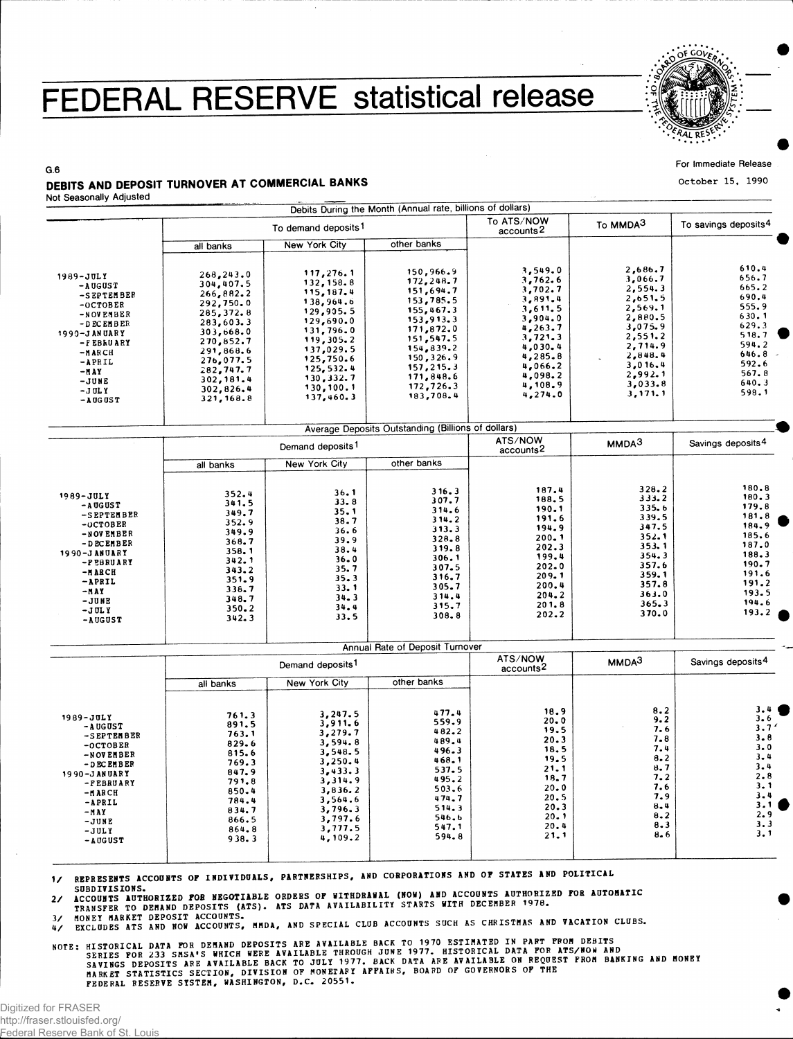# FEDERAL RESERVE statistical release

G.6

For Immediate Release
October 15, 1990

## DEBITS AND DEPOSIT TURNOVER AT COMMERCIAL BANKS

Not Seasonally Adjusted

| | Debits During the Month (Annual rate, billions of dollars) | | | | | |
|---|---|---|---|---|---|---|
| | To demand deposits[1] | | | To ATS/NOW accounts[2] | To MMDA[3] | To savings deposits[4] |
| | all banks | New York City | other banks | | | |
| 1989-JULY | 268,243.0 | 117,276.1 | 150,966.9 | 3,549.0 | 2,686.7 | 610.4 |
| -AUGUST | 304,407.5 | 132,158.8 | 172,248.7 | 3,762.6 | 3,066.7 | 656.7 |
| -SEPTEMBER | 266,882.2 | 115,187.4 | 151,694.7 | 3,702.7 | 2,554.3 | 665.2 |
| -OCTOBER | 292,750.0 | 138,964.6 | 153,785.5 | 3,891.4 | 2,651.5 | 690.4 |
| -NOVEMBER | 285,372.8 | 129,905.5 | 155,467.3 | 3,611.5 | 2,569.1 | 555.9 |
| -DECEMBER | 283,603.3 | 129,690.0 | 153,913.3 | 3,904.0 | 2,880.5 | 630.1 |
| 1990-JANUARY | 303,668.0 | 131,796.0 | 171,872.0 | 4,263.7 | 3,075.9 | 629.3 |
| -FEBRUARY | 270,852.7 | 119,305.2 | 151,547.5 | 3,721.3 | 2,551.2 | 518.7 |
| -MARCH | 291,868.6 | 137,029.5 | 154,839.2 | 4,030.4 | 2,714.9 | 594.2 |
| -APRIL | 276,077.5 | 125,750.6 | 150,326.9 | 4,285.8 | 2,848.4 | 646.8 |
| -MAY | 282,747.7 | 125,532.4 | 157,215.3 | 4,066.2 | 3,016.4 | 592.6 |
| -JUNE | 302,181.4 | 130,332.7 | 171,848.6 | 4,098.2 | 2,992.1 | 567.8 |
| -JULY | 302,826.4 | 130,100.1 | 172,726.3 | 4,108.9 | 3,033.8 | 640.3 |
| -AUGUST | 321,168.8 | 137,460.3 | 183,708.4 | 4,274.0 | 3,171.1 | 598.1 |

| | Average Deposits Outstanding (Billions of dollars) | | | | | |
|---|---|---|---|---|---|---|
| | Demand deposits[1] | | | ATS/NOW accounts[2] | MMDA[3] | Savings deposits[4] |
| | all banks | New York City | other banks | | | |
| 1989-JULY | 352.4 | 36.1 | 316.3 | 187.4 | 328.2 | 180.8 |
| -AUGUST | 341.5 | 33.8 | 307.7 | 188.5 | 333.2 | 180.3 |
| -SEPTEMBER | 349.7 | 35.1 | 314.6 | 190.1 | 335.6 | 179.8 |
| -OCTOBER | 352.9 | 38.7 | 314.2 | 191.6 | 339.5 | 181.8 |
| -NOVEMBER | 349.9 | 36.6 | 313.3 | 194.9 | 347.5 | 184.9 |
| -DECEMBER | 368.7 | 39.9 | 328.8 | 200.1 | 352.1 | 185.6 |
| 1990-JANUARY | 358.1 | 38.4 | 319.8 | 202.3 | 353.1 | 187.0 |
| -FEBRUARY | 342.1 | 36.0 | 306.1 | 199.4 | 354.3 | 188.3 |
| -MARCH | 343.2 | 35.7 | 307.5 | 202.0 | 357.6 | 190.7 |
| -APRIL | 351.9 | 35.3 | 316.7 | 209.1 | 359.1 | 191.6 |
| -MAY | 336.7 | 33.1 | 305.7 | 200.4 | 357.8 | 191.2 |
| -JUNE | 348.7 | 34.3 | 314.4 | 204.2 | 363.0 | 193.5 |
| -JULY | 350.2 | 34.4 | 315.7 | 201.8 | 365.3 | 194.6 |
| -AUGUST | 342.3 | 33.5 | 308.8 | 202.2 | 370.0 | 193.2 |

| | Annual Rate of Deposit Turnover | | | | | |
|---|---|---|---|---|---|---|
| | Demand deposits[1] | | | ATS/NOW accounts[2] | MMDA[3] | Savings deposits[4] |
| | all banks | New York City | other banks | | | |
| 1989-JULY | 761.3 | 3,247.5 | 477.4 | 18.9 | 8.2 | 3.4 |
| -AUGUST | 891.5 | 3,911.6 | 559.9 | 20.0 | 9.2 | 3.6 |
| -SEPTEMBER | 763.1 | 3,279.7 | 482.2 | 19.5 | 7.6 | 3.7 |
| -OCTOBER | 829.6 | 3,594.8 | 489.4 | 20.3 | 7.8 | 3.8 |
| -NOVEMBER | 815.6 | 3,548.5 | 496.3 | 18.5 | 7.4 | 3.0 |
| -DECEMBER | 769.3 | 3,250.4 | 468.1 | 19.5 | 8.2 | 3.4 |
| 1990-JANUARY | 847.9 | 3,433.3 | 537.5 | 21.1 | 8.7 | 3.4 |
| -FEBRUARY | 791.8 | 3,314.9 | 495.2 | 18.7 | 7.2 | 2.8 |
| -MARCH | 850.4 | 3,836.2 | 503.6 | 20.0 | 7.6 | 3.1 |
| -APRIL | 784.4 | 3,564.6 | 474.7 | 20.5 | 7.9 | 3.4 |
| -MAY | 834.7 | 3,796.3 | 514.3 | 20.3 | 8.4 | 3.1 |
| -JUNE | 866.5 | 3,797.6 | 546.6 | 20.1 | 8.2 | 2.9 |
| -JULY | 864.8 | 3,777.5 | 547.1 | 20.4 | 8.3 | 3.3 |
| -AUGUST | 938.3 | 4,109.2 | 594.8 | 21.1 | 8.6 | 3.1 |

1/ REPRESENTS ACCOUNTS OF INDIVIDUALS, PARTNERSHIPS, AND CORPORATIONS AND OF STATES AND POLITICAL SUBDIVISIONS.
2/ ACCOUNTS AUTHORIZED FOR NEGOTIABLE ORDERS OF WITHDRAWAL (NOW) AND ACCOUNTS AUTHORIZED FOR AUTOMATIC TRANSFER TO DEMAND DEPOSITS (ATS). ATS DATA AVAILABILITY STARTS WITH DECEMBER 1978.
3/ MONEY MARKET DEPOSIT ACCOUNTS.
4/ EXCLUDES ATS AND NOW ACCOUNTS, MMDA, AND SPECIAL CLUB ACCOUNTS SUCH AS CHRISTMAS AND VACATION CLUBS.

NOTE: HISTORICAL DATA FOR DEMAND DEPOSITS ARE AVAILABLE BACK TO 1970 ESTIMATED IN PART FROM DEBITS SERIES FOR 233 SMSA'S WHICH WERE AVAILABLE THROUGH JUNE 1977. HISTORICAL DATA FOR ATS/NOW AND SAVINGS DEPOSITS ARE AVAILABLE BACK TO JULY 1977. BACK DATA ARE AVAILABLE ON REQUEST FROM BANKING AND MONEY MARKET STATISTICS SECTION, DIVISION OF MONETARY AFFAIRS, BOARD OF GOVERNORS OF THE FEDERAL RESERVE SYSTEM, WASHINGTON, D.C. 20551.